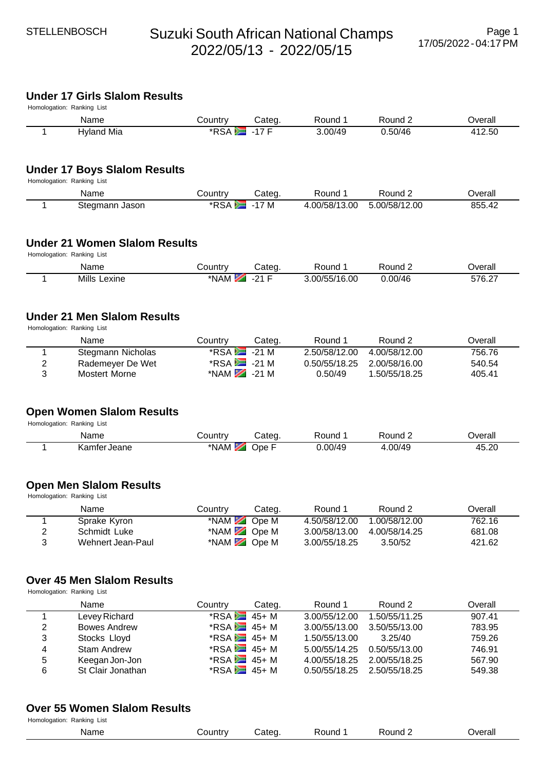# Suzuki South African National Champs 2022/05/13 - 2022/05/15

STELLENBOSCH

## Under 17 Girls Slalom Results

Homologation: Ranking List

| | Name | Country | Categ. | Round 1 | Round 2 | Overall |
|---|---|---|---|---|---|---|
| 1 | Hyland Mia | *RSA | -17 F | 3.00/49 | 0.50/46 | 412.50 |

## Under 17 Boys Slalom Results

Homologation: Ranking List

| | Name | Country | Categ. | Round 1 | Round 2 | Overall |
|---|---|---|---|---|---|---|
| 1 | Stegmann Jason | *RSA | -17 M | 4.00/58/13.00 | 5.00/58/12.00 | 855.42 |

## Under 21 Women Slalom Results

Homologation: Ranking List

| | Name | Country | Categ. | Round 1 | Round 2 | Overall |
|---|---|---|---|---|---|---|
| 1 | Mills Lexine | *NAM | -21 F | 3.00/55/16.00 | 0.00/46 | 576.27 |

## Under 21 Men Slalom Results

Homologation: Ranking List

| | Name | Country | Categ. | Round 1 | Round 2 | Overall |
|---|---|---|---|---|---|---|
| 1 | Stegmann Nicholas | *RSA | -21 M | 2.50/58/12.00 | 4.00/58/12.00 | 756.76 |
| 2 | Rademeyer De Wet | *RSA | -21 M | 0.50/55/18.25 | 2.00/58/16.00 | 540.54 |
| 3 | Mostert Morne | *NAM | -21 M | 0.50/49 | 1.50/55/18.25 | 405.41 |

## Open Women Slalom Results

Homologation: Ranking List

| | Name | Country | Categ. | Round 1 | Round 2 | Overall |
|---|---|---|---|---|---|---|
| 1 | Kamfer Jeane | *NAM | Ope F | 0.00/49 | 4.00/49 | 45.20 |

## Open Men Slalom Results

Homologation: Ranking List

| | Name | Country | Categ. | Round 1 | Round 2 | Overall |
|---|---|---|---|---|---|---|
| 1 | Sprake Kyron | *NAM | Ope M | 4.50/58/12.00 | 1.00/58/12.00 | 762.16 |
| 2 | Schmidt Luke | *NAM | Ope M | 3.00/58/13.00 | 4.00/58/14.25 | 681.08 |
| 3 | Wehnert Jean-Paul | *NAM | Ope M | 3.00/55/18.25 | 3.50/52 | 421.62 |

## Over 45 Men Slalom Results

Homologation: Ranking List

| | Name | Country | Categ. | Round 1 | Round 2 | Overall |
|---|---|---|---|---|---|---|
| 1 | Levey Richard | *RSA | 45+ M | 3.00/55/12.00 | 1.50/55/11.25 | 907.41 |
| 2 | Bowes Andrew | *RSA | 45+ M | 3.00/55/13.00 | 3.50/55/13.00 | 783.95 |
| 3 | Stocks Lloyd | *RSA | 45+ M | 1.50/55/13.00 | 3.25/40 | 759.26 |
| 4 | Stam Andrew | *RSA | 45+ M | 5.00/55/14.25 | 0.50/55/13.00 | 746.91 |
| 5 | Keegan Jon-Jon | *RSA | 45+ M | 4.00/55/18.25 | 2.00/55/18.25 | 567.90 |
| 6 | St Clair Jonathan | *RSA | 45+ M | 0.50/55/18.25 | 2.50/55/18.25 | 549.38 |

## Over 55 Women Slalom Results

Homologation: Ranking List

| | Name | Country | Categ. | Round 1 | Round 2 | Overall |
|---|---|---|---|---|---|---|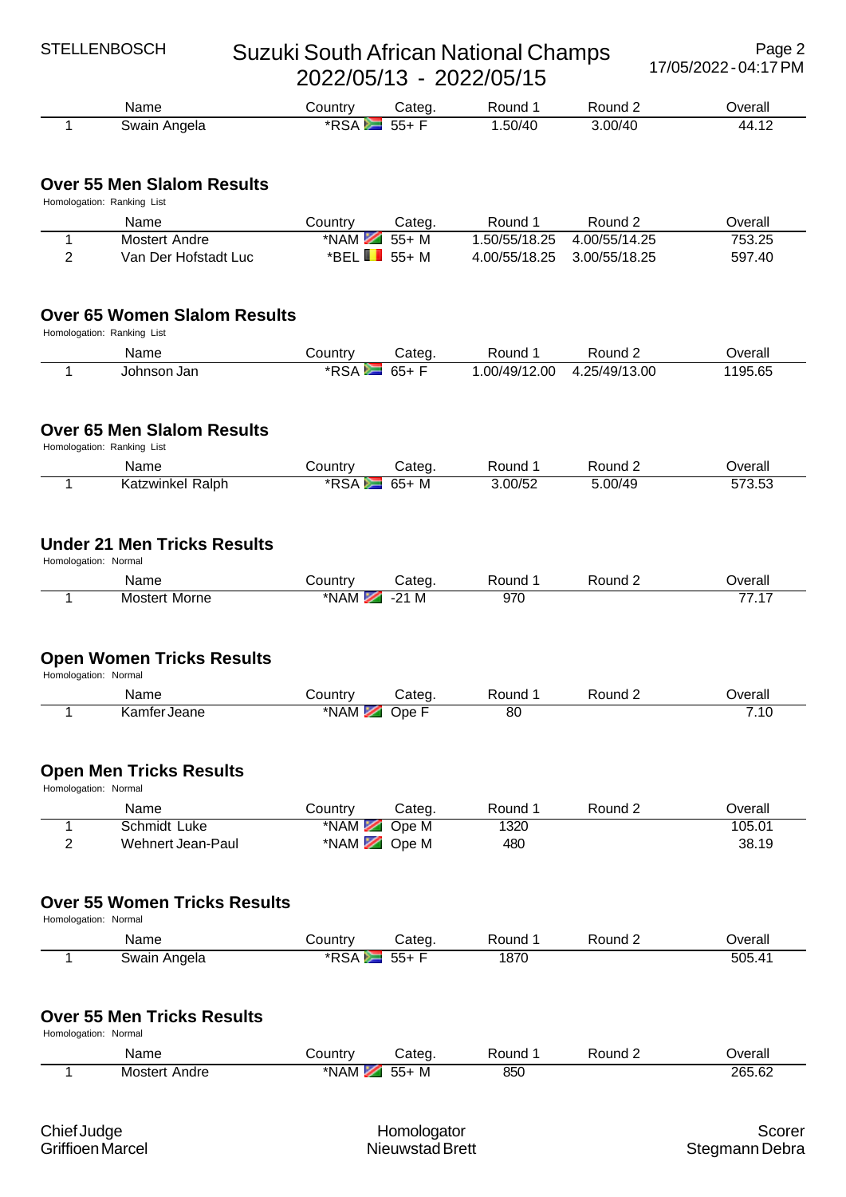| | Name | Country | Categ. | Round 1 | Round 2 | Overall |
|---|---|---|---|---|---|---|
| 1 | Swain Angela | *RSA | 55+ F | 1.50/40 | 3.00/40 | 44.12 |

## Over 55 Men Slalom Results

Homologation: Ranking List

| | Name | Country | Categ. | Round 1 | Round 2 | Overall |
|---|---|---|---|---|---|---|
| 1 | Mostert Andre | *NAM | 55+ M | 1.50/55/18.25 | 4.00/55/14.25 | 753.25 |
| 2 | Van Der Hofstadt Luc | *BEL | 55+ M | 4.00/55/18.25 | 3.00/55/18.25 | 597.40 |

## Over 65 Women Slalom Results

Homologation: Ranking List

| | Name | Country | Categ. | Round 1 | Round 2 | Overall |
|---|---|---|---|---|---|---|
| 1 | Johnson Jan | *RSA | 65+ F | 1.00/49/12.00 | 4.25/49/13.00 | 1195.65 |

## Over 65 Men Slalom Results

Homologation: Ranking List

| | Name | Country | Categ. | Round 1 | Round 2 | Overall |
|---|---|---|---|---|---|---|
| 1 | Katzwinkel Ralph | *RSA | 65+ M | 3.00/52 | 5.00/49 | 573.53 |

## Under 21 Men Tricks Results

Homologation: Normal

| | Name | Country | Categ. | Round 1 | Round 2 | Overall |
|---|---|---|---|---|---|---|
| 1 | Mostert Morne | *NAM | -21 M | 970 | | 77.17 |

## Open Women Tricks Results

Homologation: Normal

| | Name | Country | Categ. | Round 1 | Round 2 | Overall |
|---|---|---|---|---|---|---|
| 1 | Kamfer Jeane | *NAM | Ope F | 80 | | 7.10 |

## Open Men Tricks Results

Homologation: Normal

| | Name | Country | Categ. | Round 1 | Round 2 | Overall |
|---|---|---|---|---|---|---|
| 1 | Schmidt Luke | *NAM | Ope M | 1320 | | 105.01 |
| 2 | Wehnert Jean-Paul | *NAM | Ope M | 480 | | 38.19 |

## Over 55 Women Tricks Results

Homologation: Normal

| | Name | Country | Categ. | Round 1 | Round 2 | Overall |
|---|---|---|---|---|---|---|
| 1 | Swain Angela | *RSA | 55+ F | 1870 | | 505.41 |

## Over 55 Men Tricks Results

Homologation: Normal

| | Name | Country | Categ. | Round 1 | Round 2 | Overall |
|---|---|---|---|---|---|---|
| 1 | Mostert Andre | *NAM | 55+ M | 850 | | 265.62 |

Chief Judge
Griffioen Marcel

Homologator
Nieuwstad Brett

Scorer
Stegmann Debra